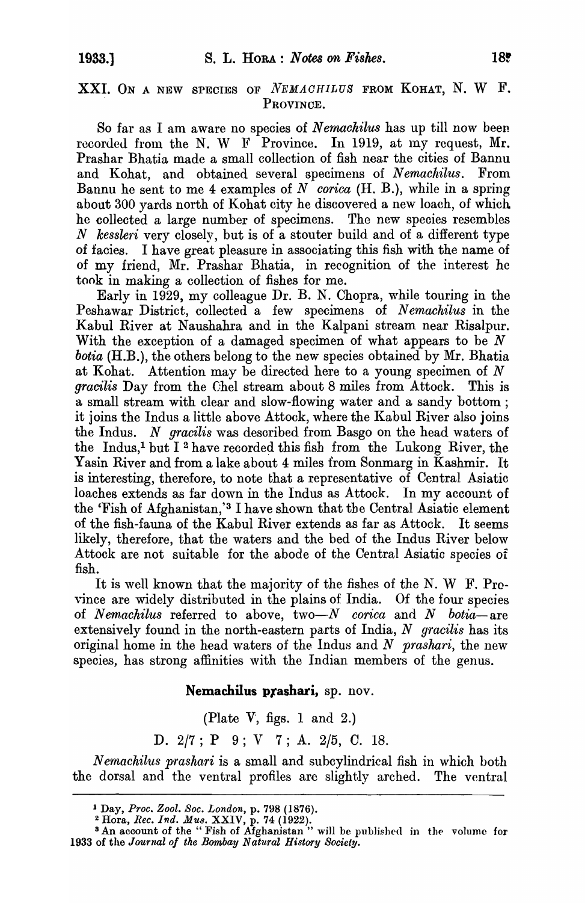## XXI. On a new species of *Nemachilus* from Kohat, N. W F. Province.

So far as I am aware no species of *Nemachilus* has up till now been recorded from the N. W F Province. In 1919, at my request, Mr. Prashar Bhatia made a small collection of fish near the cities of Bannu and Kohat, and obtained several specimens of *Nemachilus*. From Bannu he sent to me 4 examples of *N corica* (H. B.), while in a spring about 300 yards north of Kohat city he discovered a new loach, of which he collected a large number of specimens. The new species resembles *N kessleri* very closely, but is of a stouter build and of a different type of facies. I have great pleasure in associating this fish with the name of of my friend, Mr. Prashar Bhatia, in recognition of the interest he took in making a collection of fishes for me.

Early in 1929, my colleague Dr. B. N. Chopra, while touring in the Peshawar District, collected a few specimens of *Nemachilus* in the Kabul River at Naushahra and in the Kalpani stream near Risalpur. With the exception of a damaged specimen of what appears to be *N botia* (H.B.), the others belong to the new species obtained by Mr. Bhatia at Kohat. Attention may be directed here to a young specimen of *N gracilis* Day from the Chel stream about 8 miles from Attock. This is a small stream with clear and slow-flowing water and a sandy bottom; it joins the Indus a little above Attock, where the Kabul River also joins the Indus. *N gracilis* was described from Basgo on the head waters of the Indus,[1] but I [2] have recorded this fish from the Lukong River, the Yasin River and from a lake about 4 miles from Sonmarg in Kashmir. It is interesting, therefore, to note that a representative of Central Asiatic loaches extends as far down in the Indus as Attock. In my account of the 'Fish of Afghanistan,'[3] I have shown that the Central Asiatic element of the fish-fauna of the Kabul River extends as far as Attock. It seems likely, therefore, that the waters and the bed of the Indus River below Attock are not suitable for the abode of the Central Asiatic species of fish.

It is well known that the majority of the fishes of the N. W F. Province are widely distributed in the plains of India. Of the four species of *Nemachilus* referred to above, two—*N corica* and *N botia*—are extensively found in the north-eastern parts of India, *N gracilis* has its original home in the head waters of the Indus and *N prashari*, the new species, has strong affinities with the Indian members of the genus.

### Nemachilus prashari, sp. nov.

(Plate V, figs. 1 and 2.)

D. 2/7; P 9; V 7; A. 2/5, C. 18.

*Nemachilus prashari* is a small and subcylindrical fish in which both the dorsal and the ventral profiles are slightly arched. The ventral

---

[1] Day, *Proc. Zool. Soc. London*, p. 798 (1876).

[2] Hora, *Rec. Ind. Mus.* XXIV, p. 74 (1922).

[3] An account of the "Fish of Afghanistan" will be published in the volume for 1933 of the *Journal of the Bombay Natural History Society*.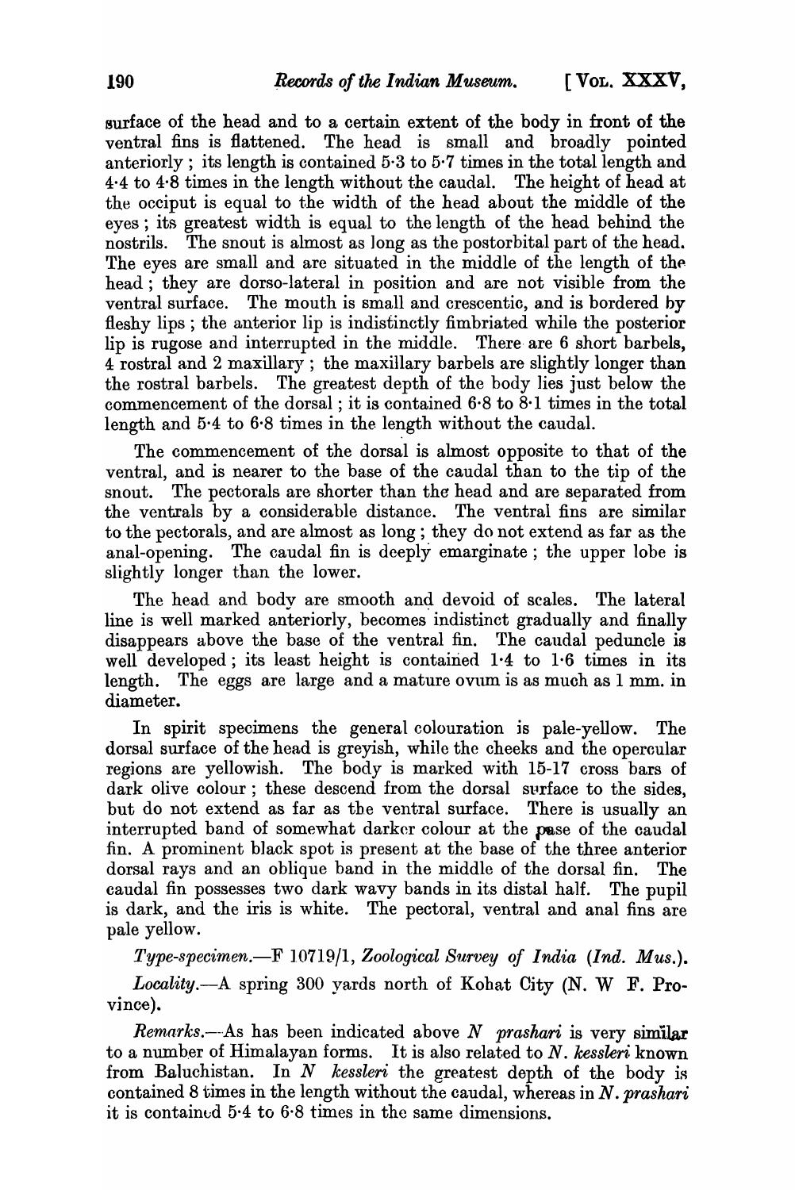surface of the head and to a certain extent of the body in front of the ventral fins is flattened. The head is small and broadly pointed anteriorly; its length is contained 5·3 to 5·7 times in the total length and 4·4 to 4·8 times in the length without the caudal. The height of head at the occiput is equal to the width of the head about the middle of the eyes; its greatest width is equal to the length of the head behind the nostrils. The snout is almost as long as the postorbital part of the head. The eyes are small and are situated in the middle of the length of the head; they are dorso-lateral in position and are not visible from the ventral surface. The mouth is small and crescentic, and is bordered by fleshy lips; the anterior lip is indistinctly fimbriated while the posterior lip is rugose and interrupted in the middle. There are 6 short barbels, 4 rostral and 2 maxillary; the maxillary barbels are slightly longer than the rostral barbels. The greatest depth of the body lies just below the commencement of the dorsal; it is contained 6·8 to 8·1 times in the total length and 5·4 to 6·8 times in the length without the caudal.

The commencement of the dorsal is almost opposite to that of the ventral, and is nearer to the base of the caudal than to the tip of the snout. The pectorals are shorter than the head and are separated from the ventrals by a considerable distance. The ventral fins are similar to the pectorals, and are almost as long; they do not extend as far as the anal-opening. The caudal fin is deeply emarginate; the upper lobe is slightly longer than the lower.

The head and body are smooth and devoid of scales. The lateral line is well marked anteriorly, becomes indistinct gradually and finally disappears above the base of the ventral fin. The caudal peduncle is well developed; its least height is contained 1·4 to 1·6 times in its length. The eggs are large and a mature ovum is as much as 1 mm. in diameter.

In spirit specimens the general colouration is pale-yellow. The dorsal surface of the head is greyish, while the cheeks and the opercular regions are yellowish. The body is marked with 15-17 cross bars of dark olive colour; these descend from the dorsal surface to the sides, but do not extend as far as the ventral surface. There is usually an interrupted band of somewhat darker colour at the base of the caudal fin. A prominent black spot is present at the base of the three anterior dorsal rays and an oblique band in the middle of the dorsal fin. The caudal fin possesses two dark wavy bands in its distal half. The pupil is dark, and the iris is white. The pectoral, ventral and anal fins are pale yellow.

*Type-specimen.*—F 10719/1, *Zoological Survey of India (Ind. Mus.).*

*Locality.*—A spring 300 yards north of Kohat City (N. W F. Province).

*Remarks.*—As has been indicated above *N prashari* is very similar to a number of Himalayan forms. It is also related to *N. kessleri* known from Baluchistan. In *N kessleri* the greatest depth of the body is contained 8 times in the length without the caudal, whereas in *N. prashari* it is contained 5·4 to 6·8 times in the same dimensions.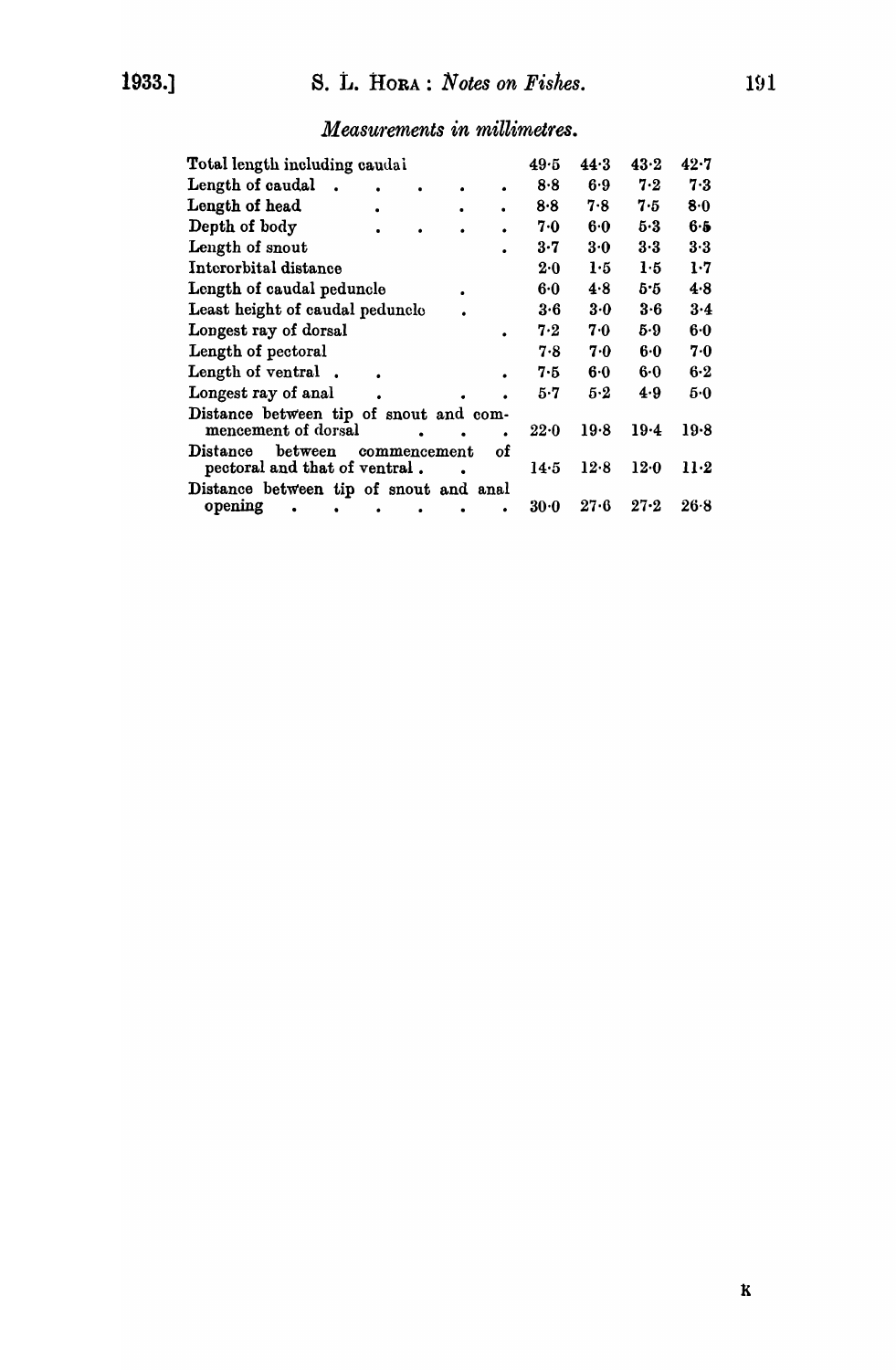*Measurements in millimetres.*

| | | | | |
|---|---|---|---|---|
| Total length including caudal | 49·5 | 44·3 | 43·2 | 42·7 |
| Length of caudal | 8·8 | 6·9 | 7·2 | 7·3 |
| Length of head | 8·8 | 7·8 | 7·5 | 8·0 |
| Depth of body | 7·0 | 6·0 | 5·3 | 6·5 |
| Length of snout | 3·7 | 3·0 | 3·3 | 3·3 |
| Interorbital distance | 2·0 | 1·5 | 1·5 | 1·7 |
| Length of caudal peduncle | 6·0 | 4·8 | 5·5 | 4·8 |
| Least height of caudal peduncle | 3·6 | 3·0 | 3·6 | 3·4 |
| Longest ray of dorsal | 7·2 | 7·0 | 5·9 | 6·0 |
| Length of pectoral | 7·8 | 7·0 | 6·0 | 7·0 |
| Length of ventral | 7·5 | 6·0 | 6·0 | 6·2 |
| Longest ray of anal | 5·7 | 5·2 | 4·9 | 5·0 |
| Distance between tip of snout and commencement of dorsal | 22·0 | 19·8 | 19·4 | 19·8 |
| Distance between commencement of pectoral and that of ventral | 14·5 | 12·8 | 12·0 | 11·2 |
| Distance between tip of snout and anal opening | 30·0 | 27·6 | 27·2 | 26·8 |